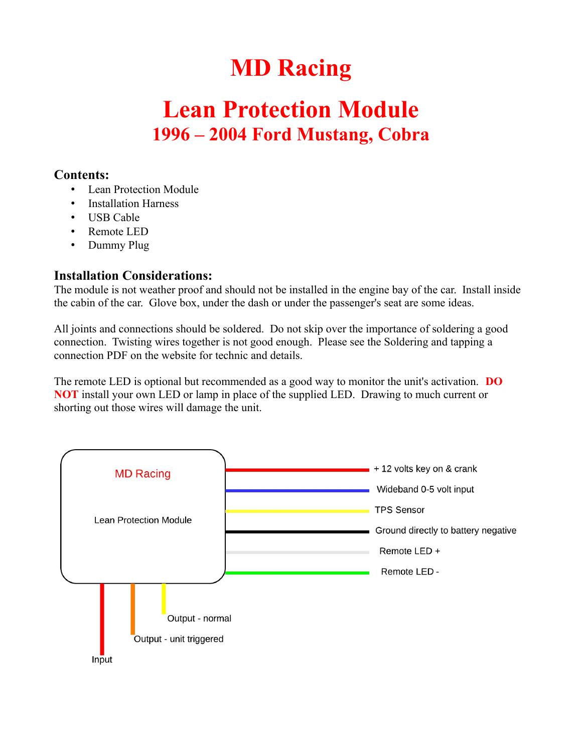# MD Racing

# Lean Protection Module

## 1996 – 2004 Ford Mustang, Cobra

### Contents:

- Lean Protection Module
- Installation Harness
- USB Cable
- Remote LED
- Dummy Plug

### Installation Considerations:

The module is not weather proof and should not be installed in the engine bay of the car. Install inside the cabin of the car. Glove box, under the dash or under the passenger's seat are some ideas.

All joints and connections should be soldered. Do not skip over the importance of soldering a good connection. Twisting wires together is not good enough. Please see the Soldering and tapping a connection PDF on the website for technic and details.

The remote LED is optional but recommended as a good way to monitor the unit's activation. **DO NOT** install your own LED or lamp in place of the supplied LED. Drawing to much current or shorting out those wires will damage the unit.

MD Racing

Lean Protection Module

+ 12 volts key on & crank

Wideband 0-5 volt input

TPS Sensor

Ground directly to battery negative

Remote LED +

Remote LED -

Output - normal

Output - unit triggered

Input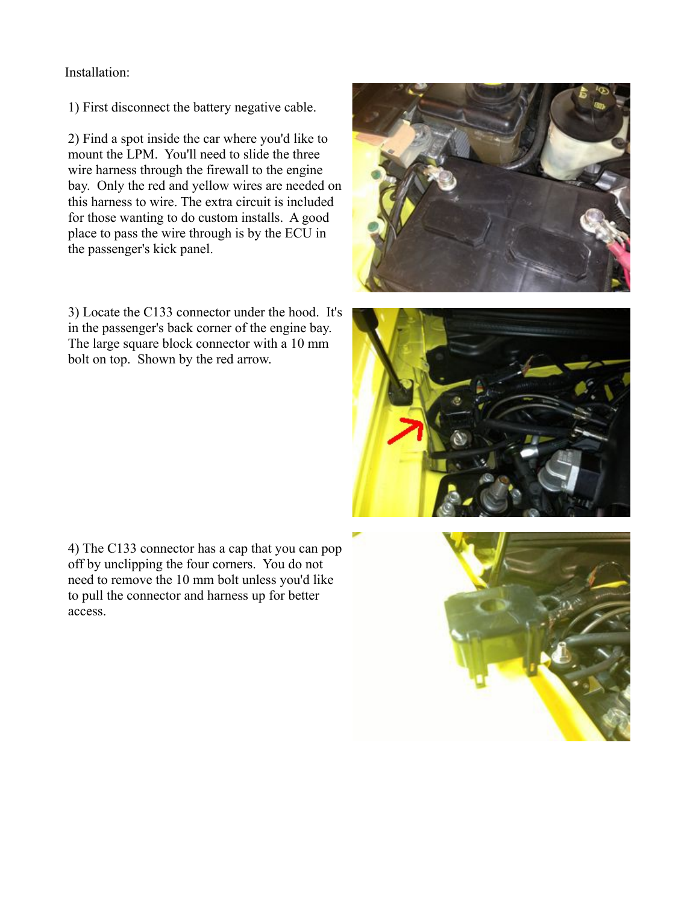Installation:

1) First disconnect the battery negative cable.

2) Find a spot inside the car where you'd like to mount the LPM. You'll need to slide the three wire harness through the firewall to the engine bay. Only the red and yellow wires are needed on this harness to wire. The extra circuit is included for those wanting to do custom installs. A good place to pass the wire through is by the ECU in the passenger's kick panel.

3) Locate the C133 connector under the hood. It's in the passenger's back corner of the engine bay. The large square block connector with a 10 mm bolt on top. Shown by the red arrow.

4) The C133 connector has a cap that you can pop off by unclipping the four corners. You do not need to remove the 10 mm bolt unless you'd like to pull the connector and harness up for better access.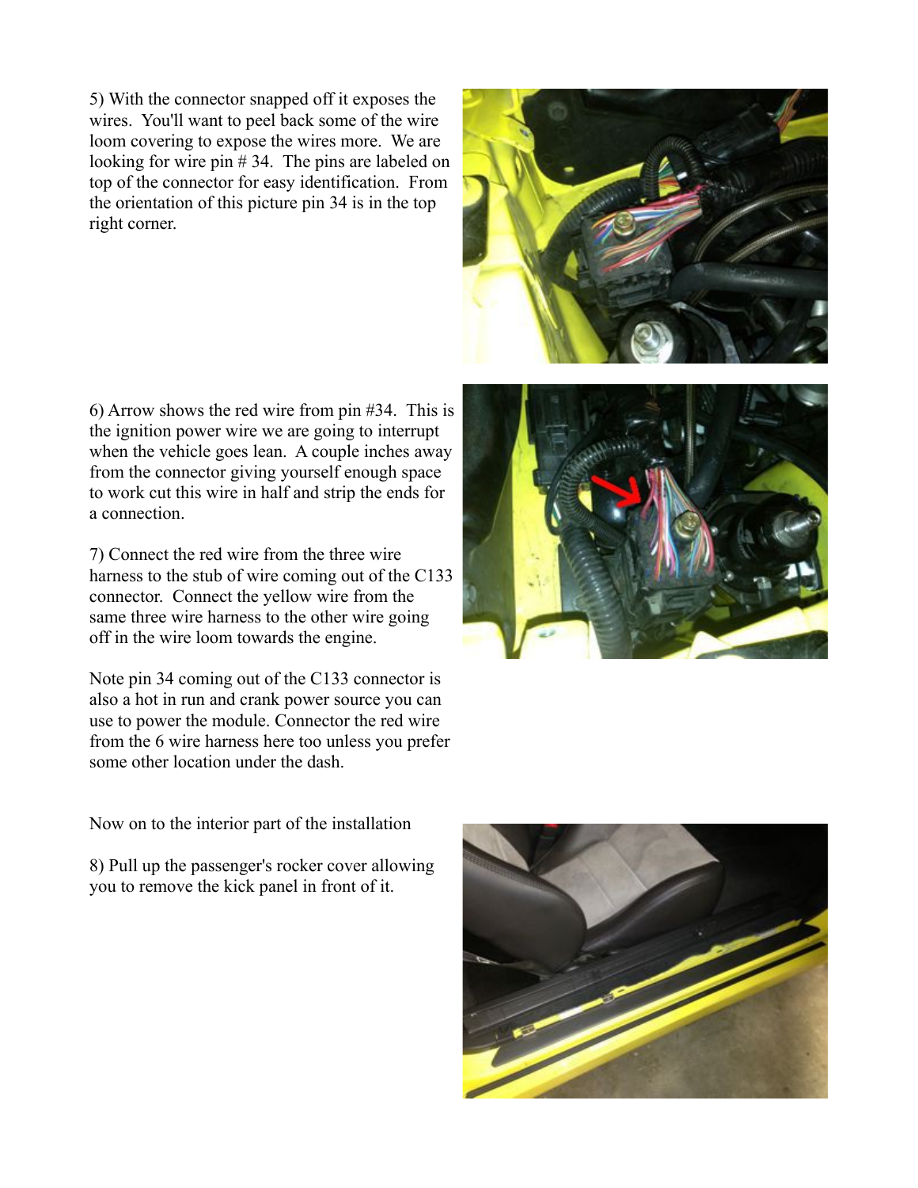5) With the connector snapped off it exposes the wires. You'll want to peel back some of the wire loom covering to expose the wires more. We are looking for wire pin # 34. The pins are labeled on top of the connector for easy identification. From the orientation of this picture pin 34 is in the top right corner.

6) Arrow shows the red wire from pin #34. This is the ignition power wire we are going to interrupt when the vehicle goes lean. A couple inches away from the connector giving yourself enough space to work cut this wire in half and strip the ends for a connection.

7) Connect the red wire from the three wire harness to the stub of wire coming out of the C133 connector. Connect the yellow wire from the same three wire harness to the other wire going off in the wire loom towards the engine.

Note pin 34 coming out of the C133 connector is also a hot in run and crank power source you can use to power the module. Connector the red wire from the 6 wire harness here too unless you prefer some other location under the dash.

Now on to the interior part of the installation

8) Pull up the passenger's rocker cover allowing you to remove the kick panel in front of it.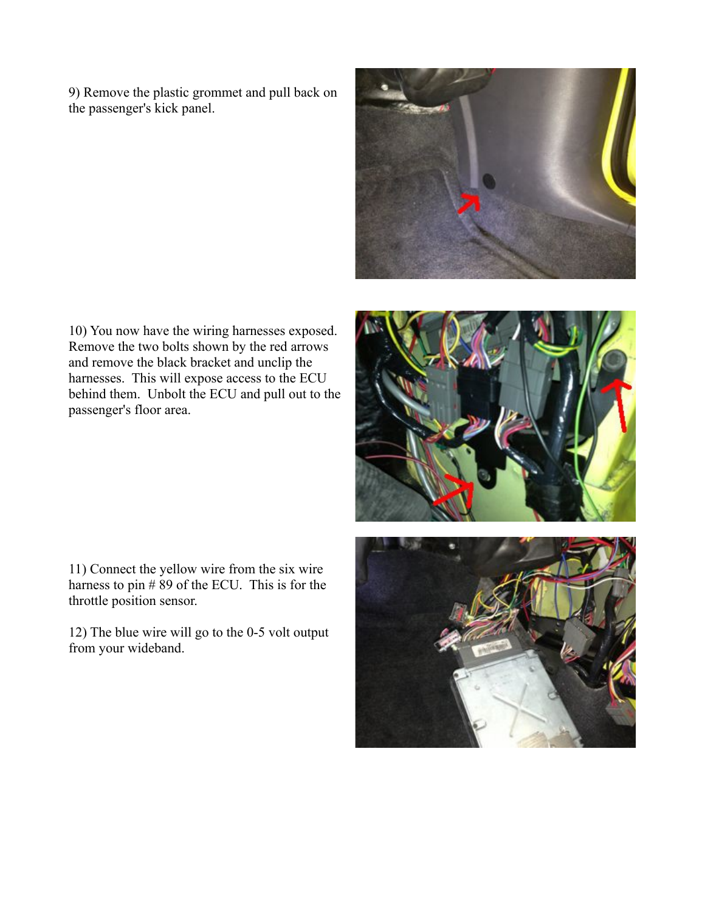9) Remove the plastic grommet and pull back on the passenger's kick panel.

10) You now have the wiring harnesses exposed. Remove the two bolts shown by the red arrows and remove the black bracket and unclip the harnesses. This will expose access to the ECU behind them. Unbolt the ECU and pull out to the passenger's floor area.

11) Connect the yellow wire from the six wire harness to pin # 89 of the ECU. This is for the throttle position sensor.

12) The blue wire will go to the 0-5 volt output from your wideband.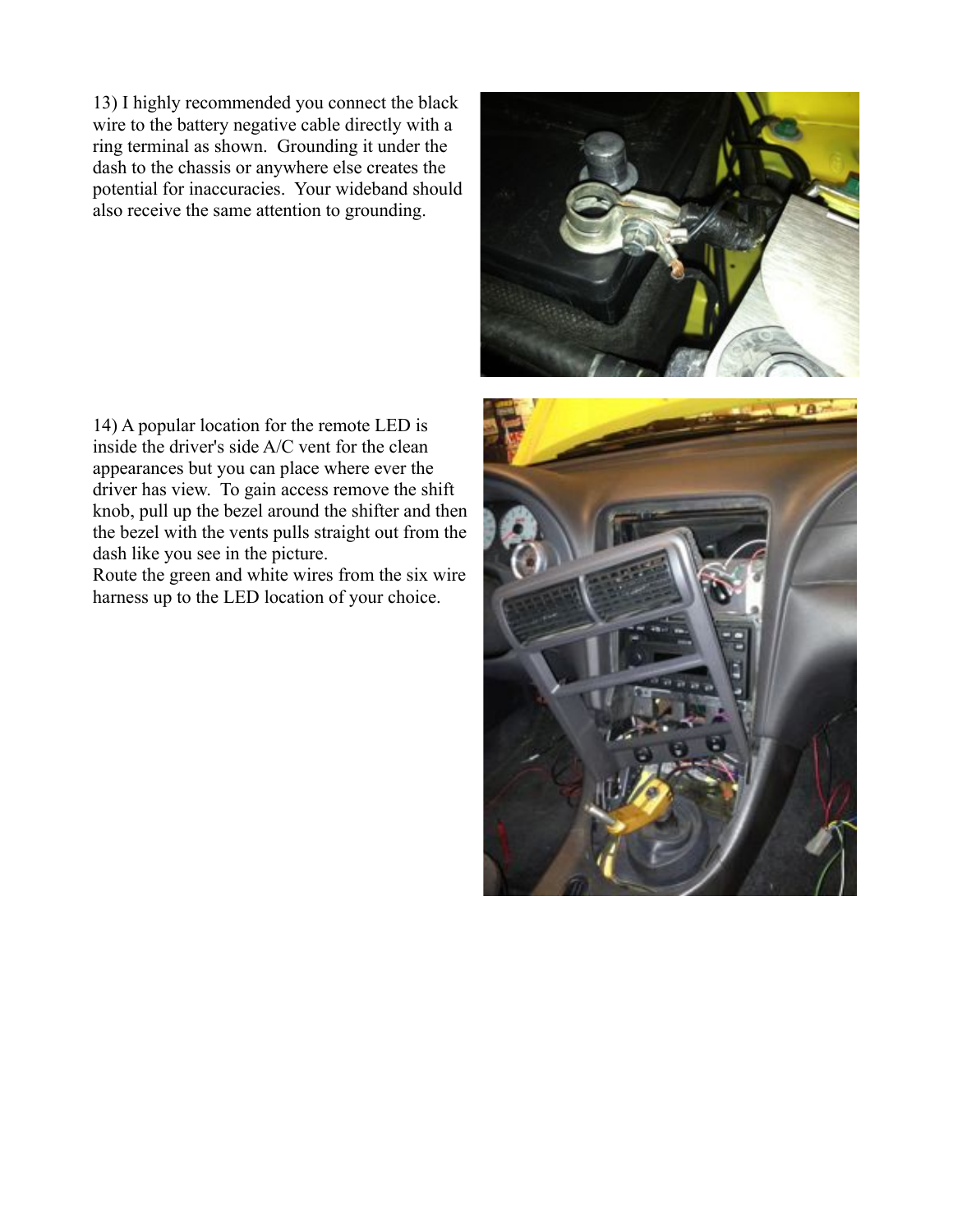13) I highly recommended you connect the black wire to the battery negative cable directly with a ring terminal as shown. Grounding it under the dash to the chassis or anywhere else creates the potential for inaccuracies. Your wideband should also receive the same attention to grounding.

14) A popular location for the remote LED is inside the driver's side A/C vent for the clean appearances but you can place where ever the driver has view. To gain access remove the shift knob, pull up the bezel around the shifter and then the bezel with the vents pulls straight out from the dash like you see in the picture.
Route the green and white wires from the six wire harness up to the LED location of your choice.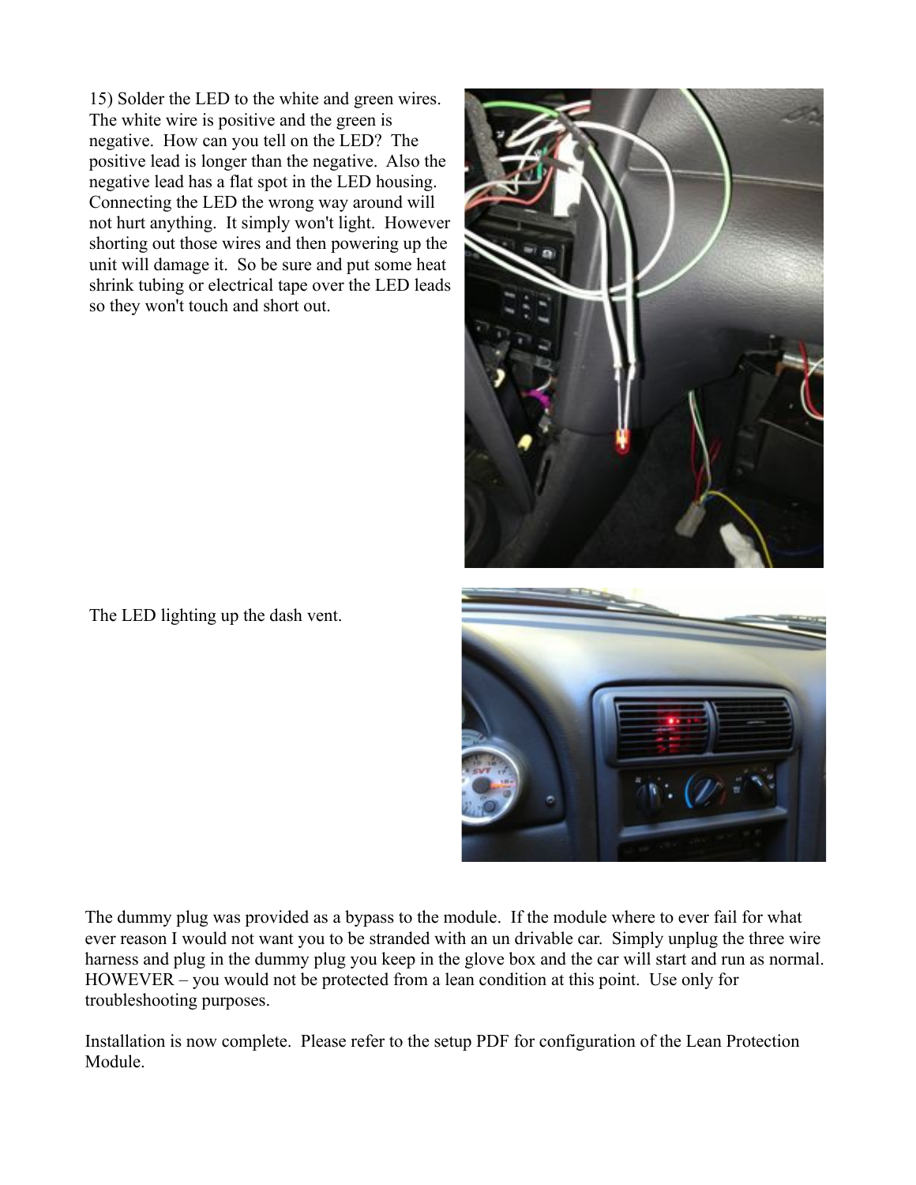15) Solder the LED to the white and green wires. The white wire is positive and the green is negative. How can you tell on the LED? The positive lead is longer than the negative. Also the negative lead has a flat spot in the LED housing. Connecting the LED the wrong way around will not hurt anything. It simply won't light. However shorting out those wires and then powering up the unit will damage it. So be sure and put some heat shrink tubing or electrical tape over the LED leads so they won't touch and short out.

The LED lighting up the dash vent.

The dummy plug was provided as a bypass to the module. If the module where to ever fail for what ever reason I would not want you to be stranded with an un drivable car. Simply unplug the three wire harness and plug in the dummy plug you keep in the glove box and the car will start and run as normal. HOWEVER – you would not be protected from a lean condition at this point. Use only for troubleshooting purposes.

Installation is now complete. Please refer to the setup PDF for configuration of the Lean Protection Module.